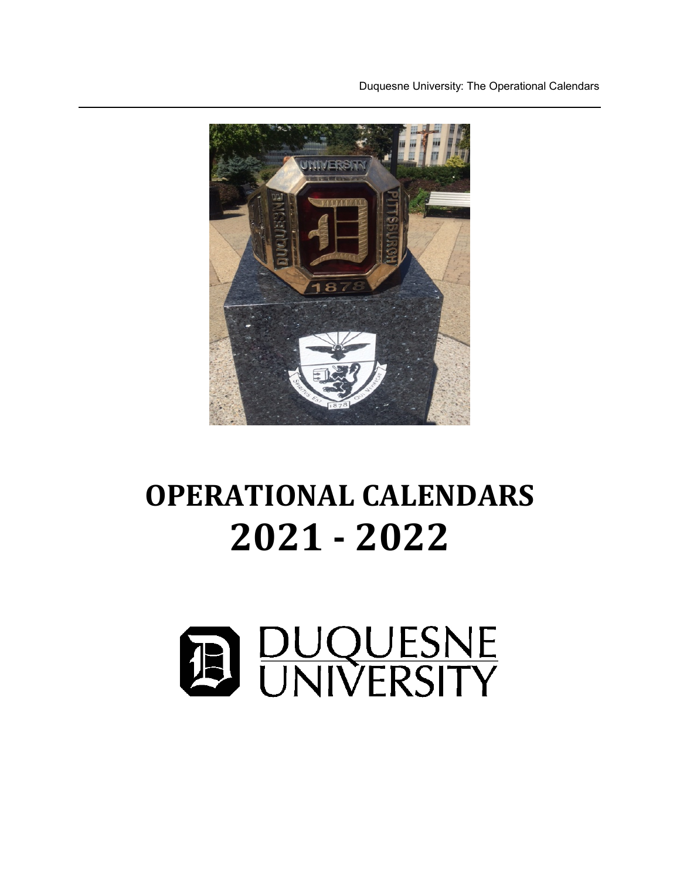# OPERATIONAL CALENDARS
# 2021 - 2022

DUQUESNE UNIVERSITY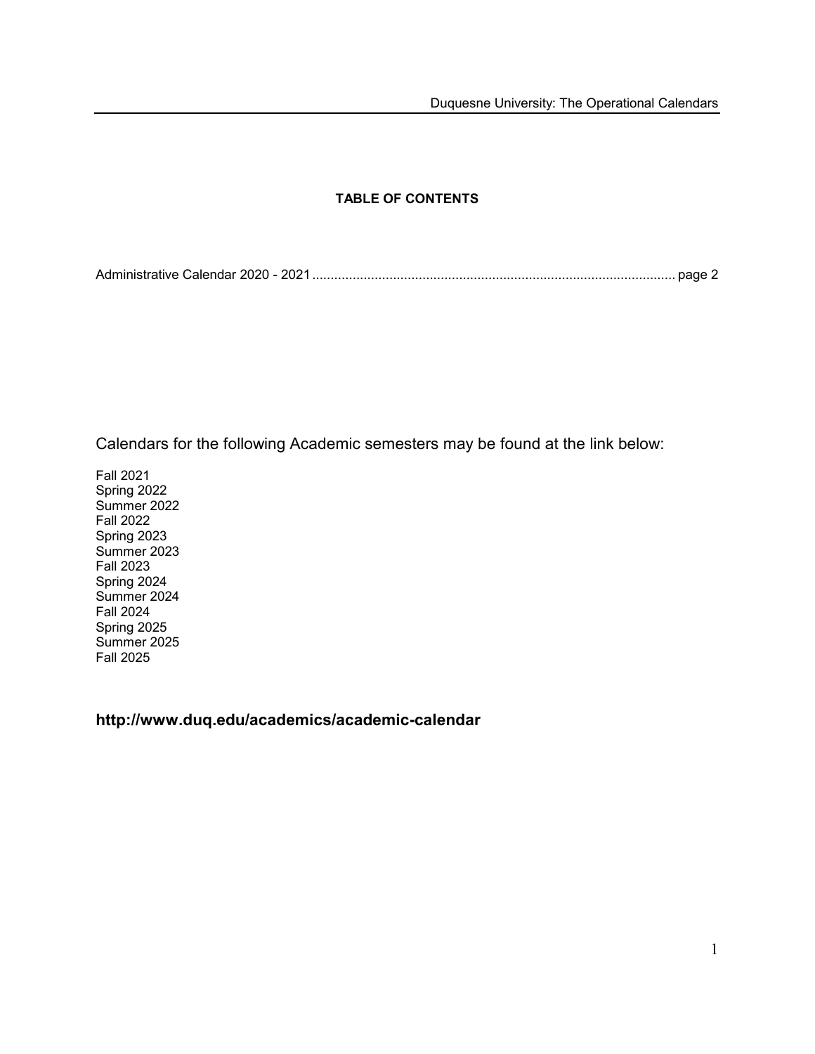**TABLE OF CONTENTS**

Administrative Calendar 2020 - 2021 .................................................................................................. page 2

Calendars for the following Academic semesters may be found at the link below:

Fall 2021
Spring 2022
Summer 2022
Fall 2022
Spring 2023
Summer 2023
Fall 2023
Spring 2024
Summer 2024
Fall 2024
Spring 2025
Summer 2025
Fall 2025

**http://www.duq.edu/academics/academic-calendar**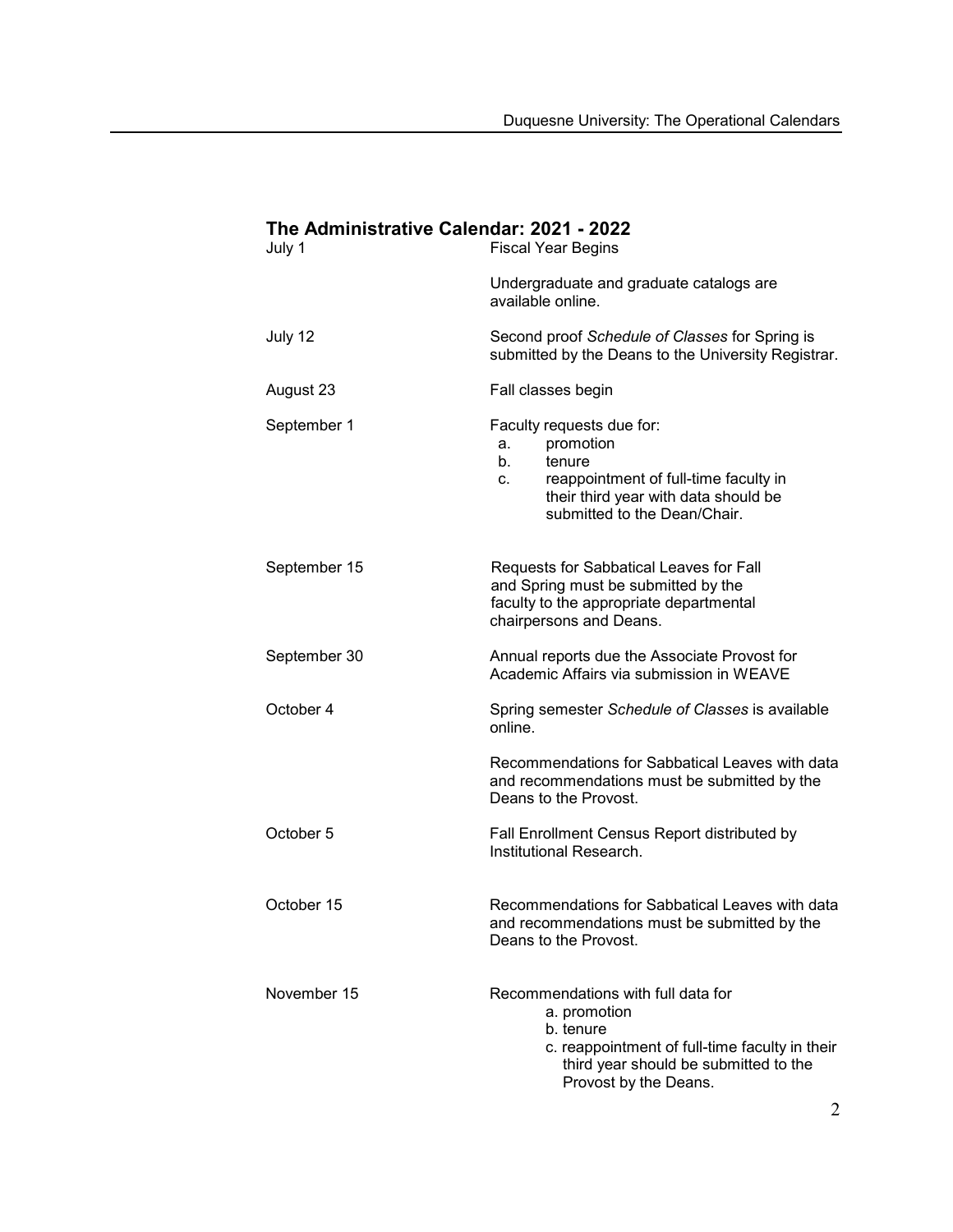## The Administrative Calendar: 2021 - 2022

| Date | Event |
|---|---|
| July 1 | Fiscal Year Begins<br><br>Undergraduate and graduate catalogs are available online. |
| July 12 | Second proof *Schedule of Classes* for Spring is submitted by the Deans to the University Registrar. |
| August 23 | Fall classes begin |
| September 1 | Faculty requests due for:<br>a. promotion<br>b. tenure<br>c. reappointment of full-time faculty in their third year with data should be submitted to the Dean/Chair. |
| September 15 | Requests for Sabbatical Leaves for Fall and Spring must be submitted by the faculty to the appropriate departmental chairpersons and Deans. |
| September 30 | Annual reports due the Associate Provost for Academic Affairs via submission in WEAVE |
| October 4 | Spring semester *Schedule of Classes* is available online.<br><br>Recommendations for Sabbatical Leaves with data and recommendations must be submitted by the Deans to the Provost. |
| October 5 | Fall Enrollment Census Report distributed by Institutional Research. |
| October 15 | Recommendations for Sabbatical Leaves with data and recommendations must be submitted by the Deans to the Provost. |
| November 15 | Recommendations with full data for<br>a. promotion<br>b. tenure<br>c. reappointment of full-time faculty in their third year should be submitted to the Provost by the Deans. |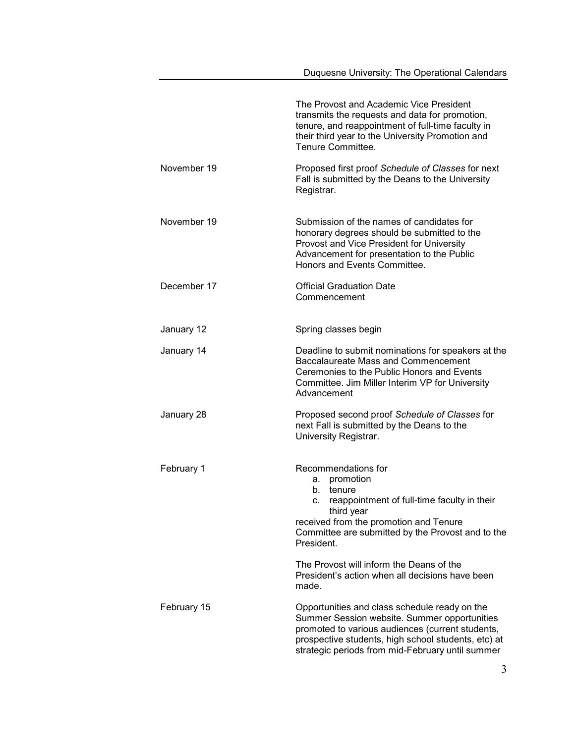| | |
|---|---|
| | The Provost and Academic Vice President transmits the requests and data for promotion, tenure, and reappointment of full-time faculty in their third year to the University Promotion and Tenure Committee. |
| November 19 | Proposed first proof *Schedule of Classes* for next Fall is submitted by the Deans to the University Registrar. |
| November 19 | Submission of the names of candidates for honorary degrees should be submitted to the Provost and Vice President for University Advancement for presentation to the Public Honors and Events Committee. |
| December 17 | Official Graduation Date<br>Commencement |
| January 12 | Spring classes begin |
| January 14 | Deadline to submit nominations for speakers at the Baccalaureate Mass and Commencement Ceremonies to the Public Honors and Events Committee. Jim Miller Interim VP for University Advancement |
| January 28 | Proposed second proof *Schedule of Classes* for next Fall is submitted by the Deans to the University Registrar. |
| February 1 | Recommendations for<br>a. promotion<br>b. tenure<br>c. reappointment of full-time faculty in their third year<br>received from the promotion and Tenure Committee are submitted by the Provost and to the President.<br><br>The Provost will inform the Deans of the President's action when all decisions have been made. |
| February 15 | Opportunities and class schedule ready on the Summer Session website. Summer opportunities promoted to various audiences (current students, prospective students, high school students, etc) at strategic periods from mid-February until summer |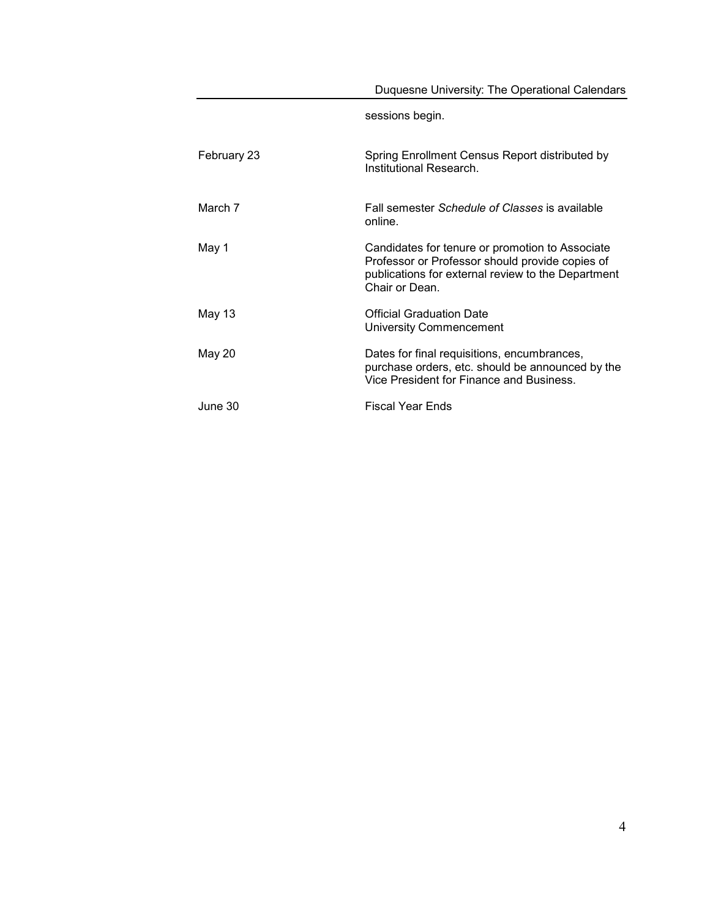| | |
|---|---|
| | sessions begin. |
| February 23 | Spring Enrollment Census Report distributed by Institutional Research. |
| March 7 | Fall semester *Schedule of Classes* is available online. |
| May 1 | Candidates for tenure or promotion to Associate Professor or Professor should provide copies of publications for external review to the Department Chair or Dean. |
| May 13 | Official Graduation Date<br>University Commencement |
| May 20 | Dates for final requisitions, encumbrances, purchase orders, etc. should be announced by the Vice President for Finance and Business. |
| June 30 | Fiscal Year Ends |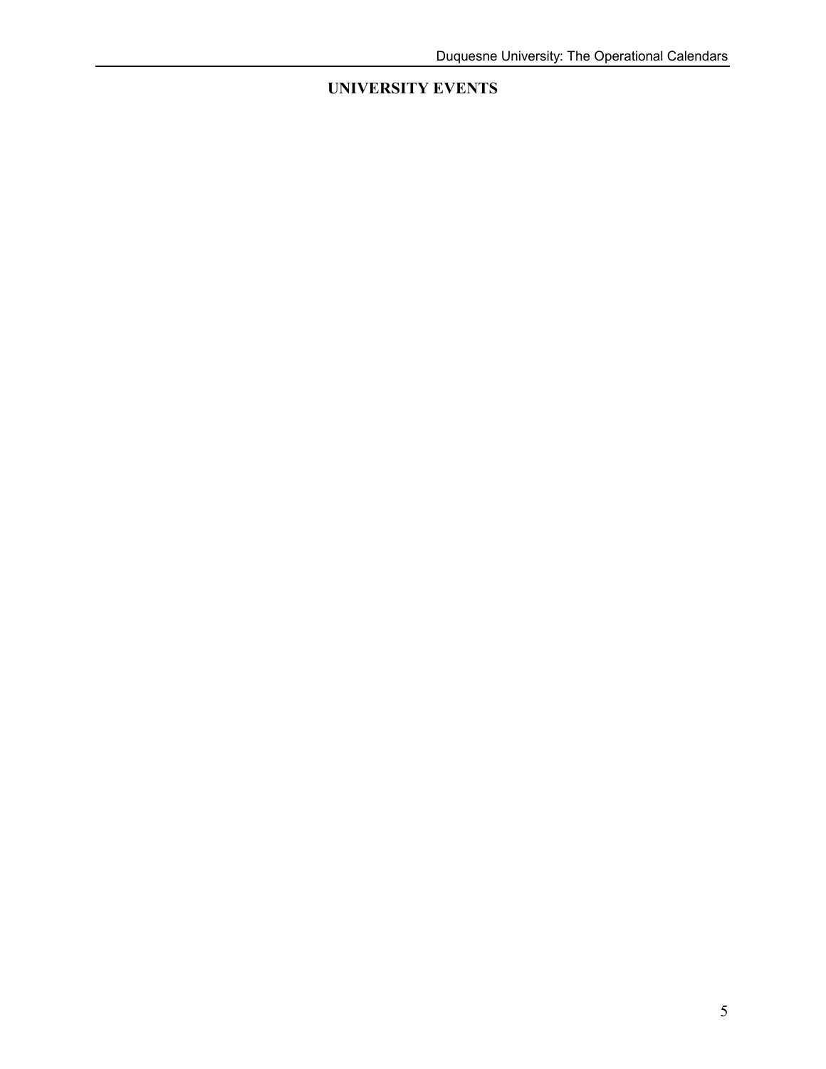# UNIVERSITY EVENTS